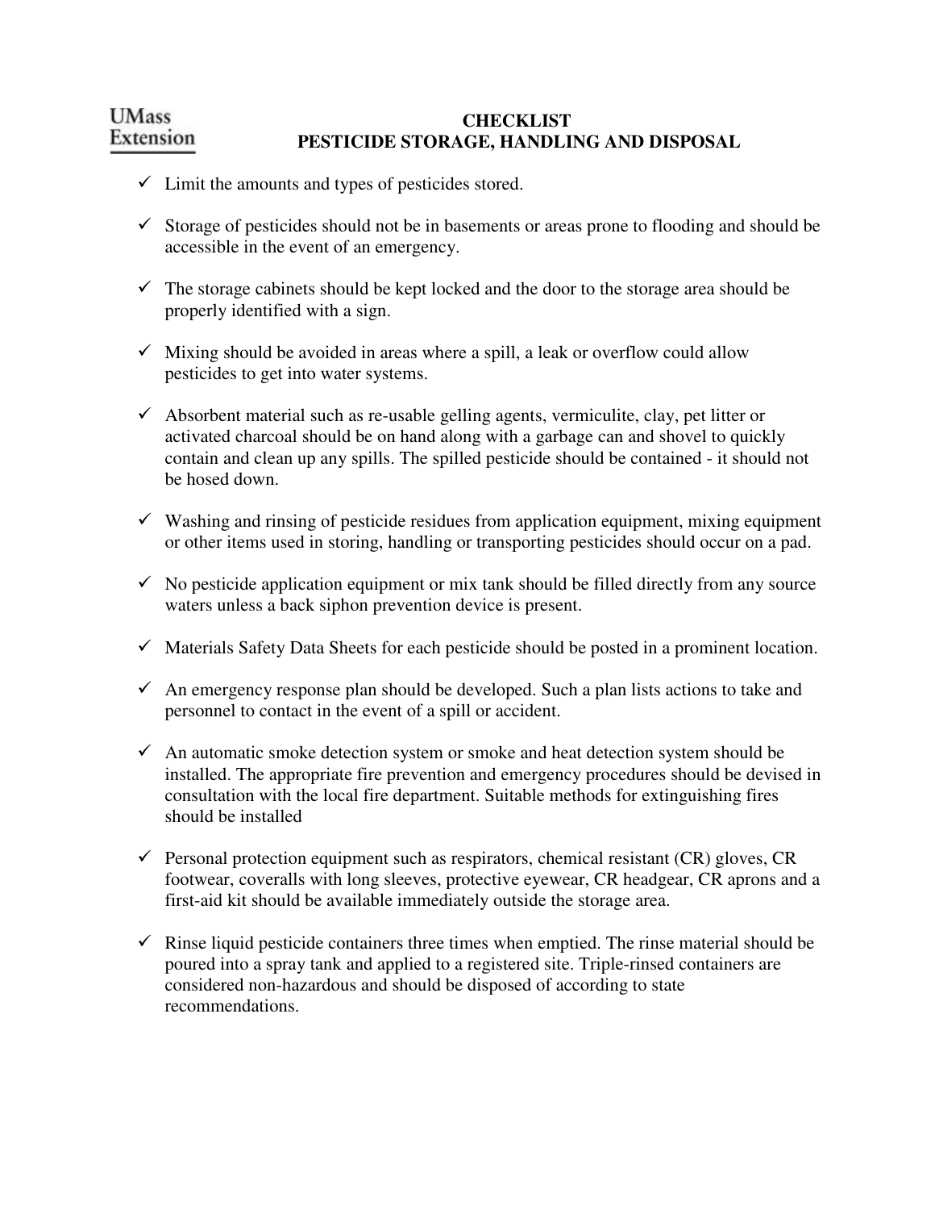UMass Extension

# CHECKLIST
# PESTICIDE STORAGE, HANDLING AND DISPOSAL

- ✓ Limit the amounts and types of pesticides stored.
- ✓ Storage of pesticides should not be in basements or areas prone to flooding and should be accessible in the event of an emergency.
- ✓ The storage cabinets should be kept locked and the door to the storage area should be properly identified with a sign.
- ✓ Mixing should be avoided in areas where a spill, a leak or overflow could allow pesticides to get into water systems.
- ✓ Absorbent material such as re-usable gelling agents, vermiculite, clay, pet litter or activated charcoal should be on hand along with a garbage can and shovel to quickly contain and clean up any spills. The spilled pesticide should be contained - it should not be hosed down.
- ✓ Washing and rinsing of pesticide residues from application equipment, mixing equipment or other items used in storing, handling or transporting pesticides should occur on a pad.
- ✓ No pesticide application equipment or mix tank should be filled directly from any source waters unless a back siphon prevention device is present.
- ✓ Materials Safety Data Sheets for each pesticide should be posted in a prominent location.
- ✓ An emergency response plan should be developed. Such a plan lists actions to take and personnel to contact in the event of a spill or accident.
- ✓ An automatic smoke detection system or smoke and heat detection system should be installed. The appropriate fire prevention and emergency procedures should be devised in consultation with the local fire department. Suitable methods for extinguishing fires should be installed
- ✓ Personal protection equipment such as respirators, chemical resistant (CR) gloves, CR footwear, coveralls with long sleeves, protective eyewear, CR headgear, CR aprons and a first-aid kit should be available immediately outside the storage area.
- ✓ Rinse liquid pesticide containers three times when emptied. The rinse material should be poured into a spray tank and applied to a registered site. Triple-rinsed containers are considered non-hazardous and should be disposed of according to state recommendations.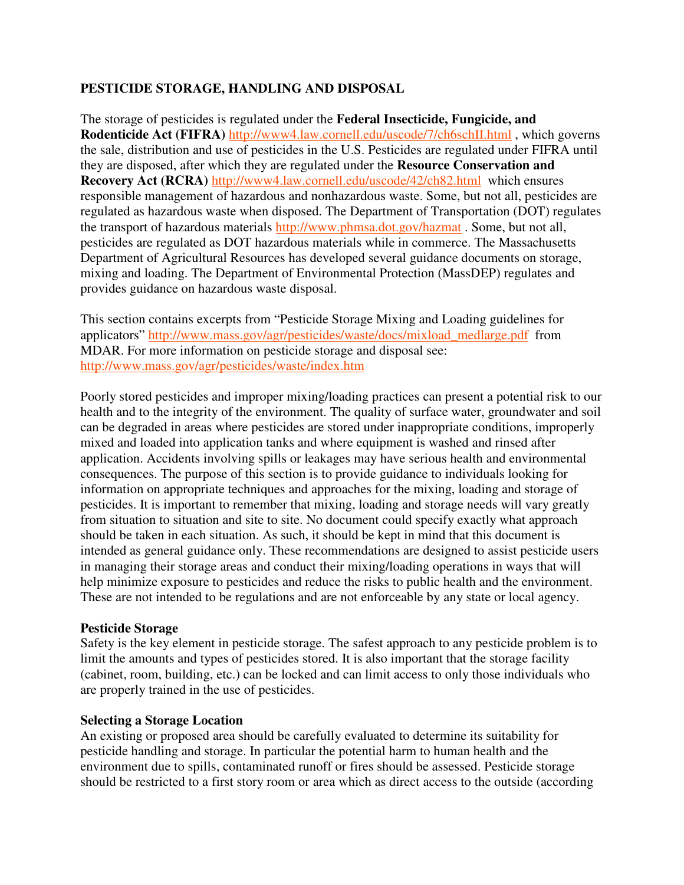## PESTICIDE STORAGE, HANDLING AND DISPOSAL

The storage of pesticides is regulated under the **Federal Insecticide, Fungicide, and Rodenticide Act (FIFRA)** http://www4.law.cornell.edu/uscode/7/ch6schII.html , which governs the sale, distribution and use of pesticides in the U.S. Pesticides are regulated under FIFRA until they are disposed, after which they are regulated under the **Resource Conservation and Recovery Act (RCRA)** http://www4.law.cornell.edu/uscode/42/ch82.html which ensures responsible management of hazardous and nonhazardous waste. Some, but not all, pesticides are regulated as hazardous waste when disposed. The Department of Transportation (DOT) regulates the transport of hazardous materials http://www.phmsa.dot.gov/hazmat . Some, but not all, pesticides are regulated as DOT hazardous materials while in commerce. The Massachusetts Department of Agricultural Resources has developed several guidance documents on storage, mixing and loading. The Department of Environmental Protection (MassDEP) regulates and provides guidance on hazardous waste disposal.

This section contains excerpts from "Pesticide Storage Mixing and Loading guidelines for applicators" http://www.mass.gov/agr/pesticides/waste/docs/mixload_medlarge.pdf from MDAR. For more information on pesticide storage and disposal see: http://www.mass.gov/agr/pesticides/waste/index.htm

Poorly stored pesticides and improper mixing/loading practices can present a potential risk to our health and to the integrity of the environment. The quality of surface water, groundwater and soil can be degraded in areas where pesticides are stored under inappropriate conditions, improperly mixed and loaded into application tanks and where equipment is washed and rinsed after application. Accidents involving spills or leakages may have serious health and environmental consequences. The purpose of this section is to provide guidance to individuals looking for information on appropriate techniques and approaches for the mixing, loading and storage of pesticides. It is important to remember that mixing, loading and storage needs will vary greatly from situation to situation and site to site. No document could specify exactly what approach should be taken in each situation. As such, it should be kept in mind that this document is intended as general guidance only. These recommendations are designed to assist pesticide users in managing their storage areas and conduct their mixing/loading operations in ways that will help minimize exposure to pesticides and reduce the risks to public health and the environment. These are not intended to be regulations and are not enforceable by any state or local agency.

### Pesticide Storage

Safety is the key element in pesticide storage. The safest approach to any pesticide problem is to limit the amounts and types of pesticides stored. It is also important that the storage facility (cabinet, room, building, etc.) can be locked and can limit access to only those individuals who are properly trained in the use of pesticides.

### Selecting a Storage Location

An existing or proposed area should be carefully evaluated to determine its suitability for pesticide handling and storage. In particular the potential harm to human health and the environment due to spills, contaminated runoff or fires should be assessed. Pesticide storage should be restricted to a first story room or area which as direct access to the outside (according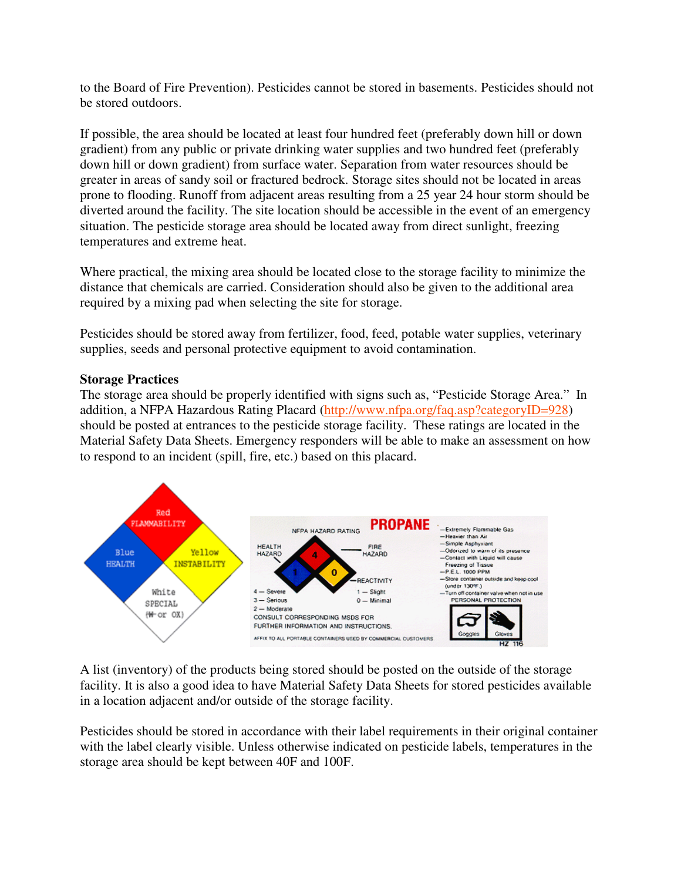to the Board of Fire Prevention). Pesticides cannot be stored in basements. Pesticides should not be stored outdoors.

If possible, the area should be located at least four hundred feet (preferably down hill or down gradient) from any public or private drinking water supplies and two hundred feet (preferably down hill or down gradient) from surface water. Separation from water resources should be greater in areas of sandy soil or fractured bedrock. Storage sites should not be located in areas prone to flooding. Runoff from adjacent areas resulting from a 25 year 24 hour storm should be diverted around the facility. The site location should be accessible in the event of an emergency situation. The pesticide storage area should be located away from direct sunlight, freezing temperatures and extreme heat.

Where practical, the mixing area should be located close to the storage facility to minimize the distance that chemicals are carried. Consideration should also be given to the additional area required by a mixing pad when selecting the site for storage.

Pesticides should be stored away from fertilizer, food, feed, potable water supplies, veterinary supplies, seeds and personal protective equipment to avoid contamination.

**Storage Practices**

The storage area should be properly identified with signs such as, "Pesticide Storage Area." In addition, a NFPA Hazardous Rating Placard (http://www.nfpa.org/faq.asp?categoryID=928) should be posted at entrances to the pesticide storage facility. These ratings are located in the Material Safety Data Sheets. Emergency responders will be able to make an assessment on how to respond to an incident (spill, fire, etc.) based on this placard.

A list (inventory) of the products being stored should be posted on the outside of the storage facility. It is also a good idea to have Material Safety Data Sheets for stored pesticides available in a location adjacent and/or outside of the storage facility.

Pesticides should be stored in accordance with their label requirements in their original container with the label clearly visible. Unless otherwise indicated on pesticide labels, temperatures in the storage area should be kept between 40F and 100F.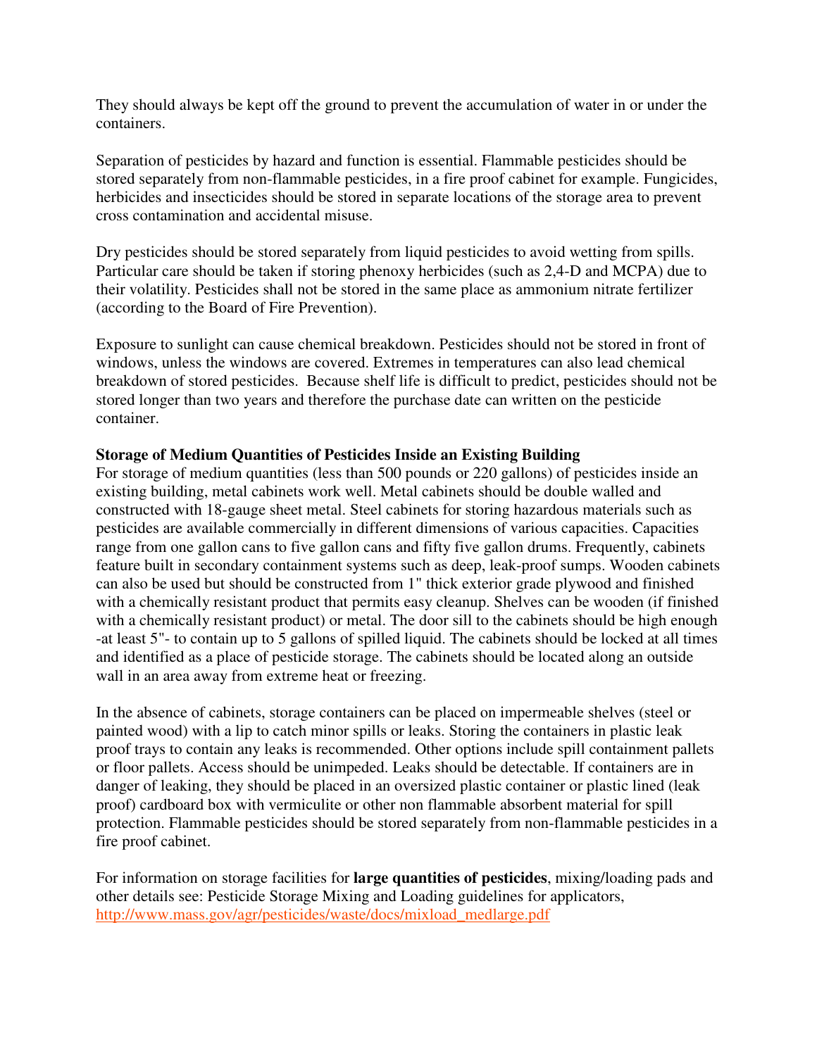They should always be kept off the ground to prevent the accumulation of water in or under the containers.

Separation of pesticides by hazard and function is essential. Flammable pesticides should be stored separately from non-flammable pesticides, in a fire proof cabinet for example. Fungicides, herbicides and insecticides should be stored in separate locations of the storage area to prevent cross contamination and accidental misuse.

Dry pesticides should be stored separately from liquid pesticides to avoid wetting from spills. Particular care should be taken if storing phenoxy herbicides (such as 2,4-D and MCPA) due to their volatility. Pesticides shall not be stored in the same place as ammonium nitrate fertilizer (according to the Board of Fire Prevention).

Exposure to sunlight can cause chemical breakdown. Pesticides should not be stored in front of windows, unless the windows are covered. Extremes in temperatures can also lead chemical breakdown of stored pesticides. Because shelf life is difficult to predict, pesticides should not be stored longer than two years and therefore the purchase date can written on the pesticide container.

**Storage of Medium Quantities of Pesticides Inside an Existing Building**

For storage of medium quantities (less than 500 pounds or 220 gallons) of pesticides inside an existing building, metal cabinets work well. Metal cabinets should be double walled and constructed with 18-gauge sheet metal. Steel cabinets for storing hazardous materials such as pesticides are available commercially in different dimensions of various capacities. Capacities range from one gallon cans to five gallon cans and fifty five gallon drums. Frequently, cabinets feature built in secondary containment systems such as deep, leak-proof sumps. Wooden cabinets can also be used but should be constructed from 1" thick exterior grade plywood and finished with a chemically resistant product that permits easy cleanup. Shelves can be wooden (if finished with a chemically resistant product) or metal. The door sill to the cabinets should be high enough -at least 5"- to contain up to 5 gallons of spilled liquid. The cabinets should be locked at all times and identified as a place of pesticide storage. The cabinets should be located along an outside wall in an area away from extreme heat or freezing.

In the absence of cabinets, storage containers can be placed on impermeable shelves (steel or painted wood) with a lip to catch minor spills or leaks. Storing the containers in plastic leak proof trays to contain any leaks is recommended. Other options include spill containment pallets or floor pallets. Access should be unimpeded. Leaks should be detectable. If containers are in danger of leaking, they should be placed in an oversized plastic container or plastic lined (leak proof) cardboard box with vermiculite or other non flammable absorbent material for spill protection. Flammable pesticides should be stored separately from non-flammable pesticides in a fire proof cabinet.

For information on storage facilities for **large quantities of pesticides**, mixing/loading pads and other details see: Pesticide Storage Mixing and Loading guidelines for applicators, http://www.mass.gov/agr/pesticides/waste/docs/mixload_medlarge.pdf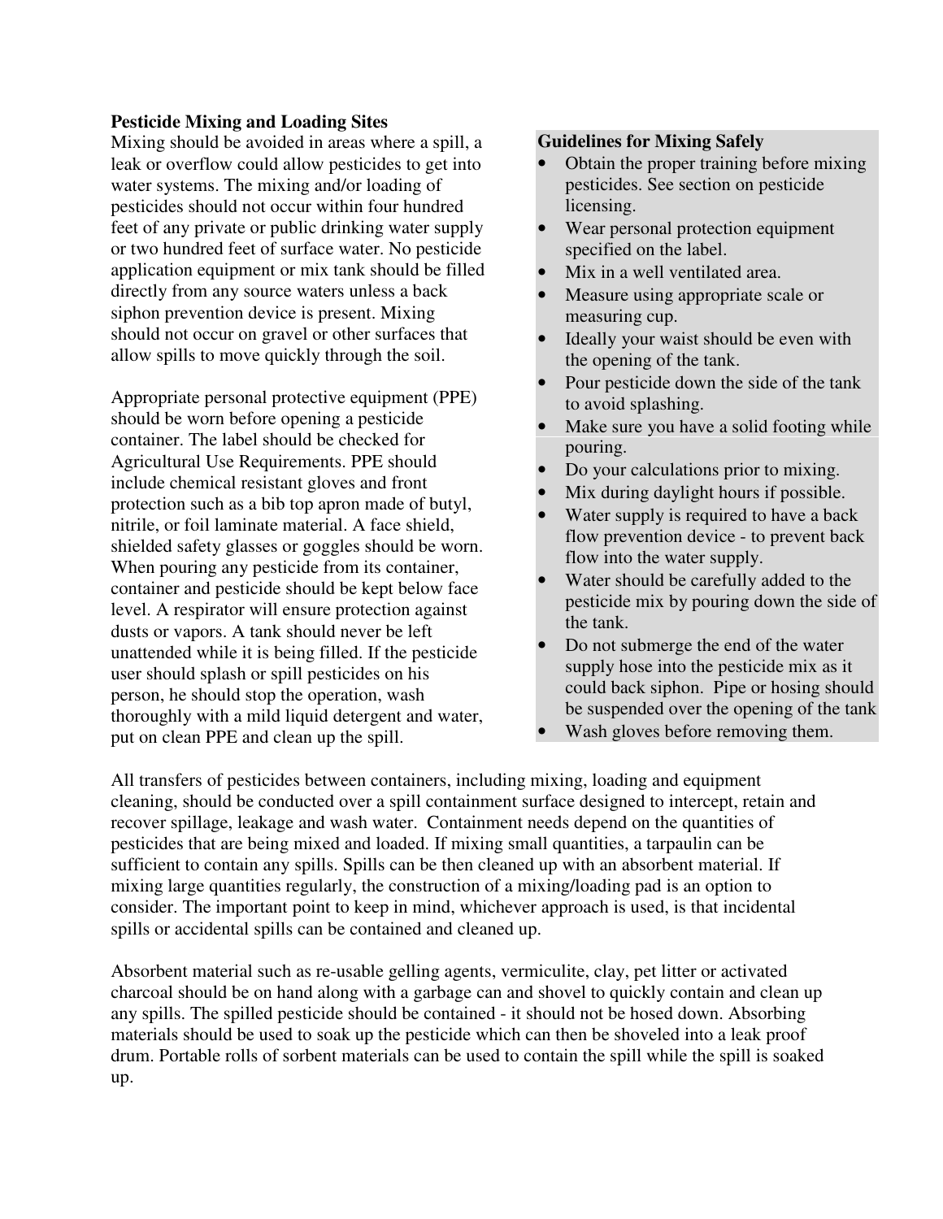**Pesticide Mixing and Loading Sites**

Mixing should be avoided in areas where a spill, a leak or overflow could allow pesticides to get into water systems. The mixing and/or loading of pesticides should not occur within four hundred feet of any private or public drinking water supply or two hundred feet of surface water. No pesticide application equipment or mix tank should be filled directly from any source waters unless a back siphon prevention device is present. Mixing should not occur on gravel or other surfaces that allow spills to move quickly through the soil.

Appropriate personal protective equipment (PPE) should be worn before opening a pesticide container. The label should be checked for Agricultural Use Requirements. PPE should include chemical resistant gloves and front protection such as a bib top apron made of butyl, nitrile, or foil laminate material. A face shield, shielded safety glasses or goggles should be worn. When pouring any pesticide from its container, container and pesticide should be kept below face level. A respirator will ensure protection against dusts or vapors. A tank should never be left unattended while it is being filled. If the pesticide user should splash or spill pesticides on his person, he should stop the operation, wash thoroughly with a mild liquid detergent and water, put on clean PPE and clean up the spill.

**Guidelines for Mixing Safely**

- Obtain the proper training before mixing pesticides. See section on pesticide licensing.
- Wear personal protection equipment specified on the label.
- Mix in a well ventilated area.
- Measure using appropriate scale or measuring cup.
- Ideally your waist should be even with the opening of the tank.
- Pour pesticide down the side of the tank to avoid splashing.
- Make sure you have a solid footing while pouring.
- Do your calculations prior to mixing.
- Mix during daylight hours if possible.
- Water supply is required to have a back flow prevention device - to prevent back flow into the water supply.
- Water should be carefully added to the pesticide mix by pouring down the side of the tank.
- Do not submerge the end of the water supply hose into the pesticide mix as it could back siphon. Pipe or hosing should be suspended over the opening of the tank
- Wash gloves before removing them.

All transfers of pesticides between containers, including mixing, loading and equipment cleaning, should be conducted over a spill containment surface designed to intercept, retain and recover spillage, leakage and wash water. Containment needs depend on the quantities of pesticides that are being mixed and loaded. If mixing small quantities, a tarpaulin can be sufficient to contain any spills. Spills can be then cleaned up with an absorbent material. If mixing large quantities regularly, the construction of a mixing/loading pad is an option to consider. The important point to keep in mind, whichever approach is used, is that incidental spills or accidental spills can be contained and cleaned up.

Absorbent material such as re-usable gelling agents, vermiculite, clay, pet litter or activated charcoal should be on hand along with a garbage can and shovel to quickly contain and clean up any spills. The spilled pesticide should be contained - it should not be hosed down. Absorbing materials should be used to soak up the pesticide which can then be shoveled into a leak proof drum. Portable rolls of sorbent materials can be used to contain the spill while the spill is soaked up.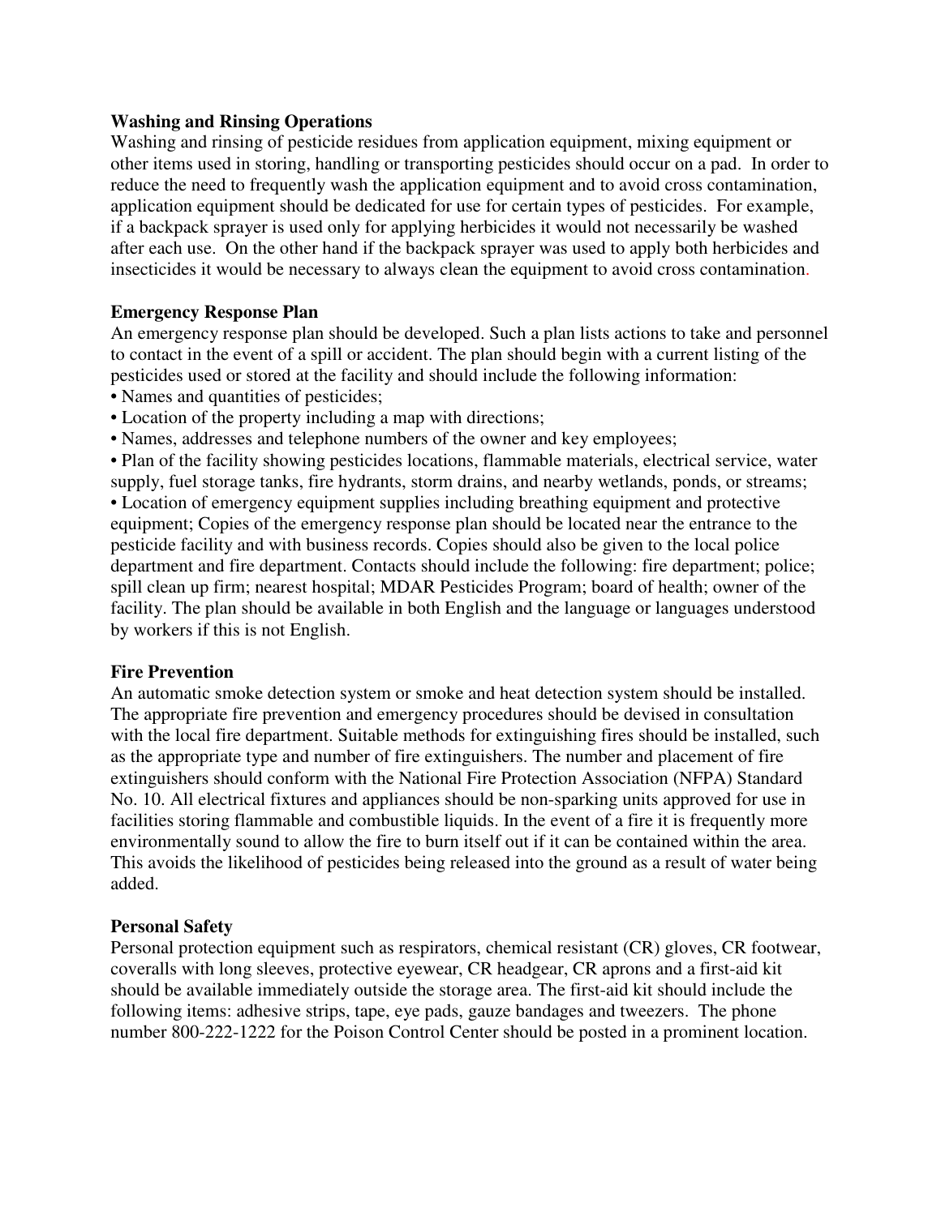**Washing and Rinsing Operations**

Washing and rinsing of pesticide residues from application equipment, mixing equipment or other items used in storing, handling or transporting pesticides should occur on a pad. In order to reduce the need to frequently wash the application equipment and to avoid cross contamination, application equipment should be dedicated for use for certain types of pesticides. For example, if a backpack sprayer is used only for applying herbicides it would not necessarily be washed after each use. On the other hand if the backpack sprayer was used to apply both herbicides and insecticides it would be necessary to always clean the equipment to avoid cross contamination.

**Emergency Response Plan**

An emergency response plan should be developed. Such a plan lists actions to take and personnel to contact in the event of a spill or accident. The plan should begin with a current listing of the pesticides used or stored at the facility and should include the following information:

- Names and quantities of pesticides;
- Location of the property including a map with directions;
- Names, addresses and telephone numbers of the owner and key employees;
- Plan of the facility showing pesticides locations, flammable materials, electrical service, water supply, fuel storage tanks, fire hydrants, storm drains, and nearby wetlands, ponds, or streams;
- Location of emergency equipment supplies including breathing equipment and protective equipment; Copies of the emergency response plan should be located near the entrance to the pesticide facility and with business records. Copies should also be given to the local police department and fire department. Contacts should include the following: fire department; police; spill clean up firm; nearest hospital; MDAR Pesticides Program; board of health; owner of the facility. The plan should be available in both English and the language or languages understood by workers if this is not English.

**Fire Prevention**

An automatic smoke detection system or smoke and heat detection system should be installed. The appropriate fire prevention and emergency procedures should be devised in consultation with the local fire department. Suitable methods for extinguishing fires should be installed, such as the appropriate type and number of fire extinguishers. The number and placement of fire extinguishers should conform with the National Fire Protection Association (NFPA) Standard No. 10. All electrical fixtures and appliances should be non-sparking units approved for use in facilities storing flammable and combustible liquids. In the event of a fire it is frequently more environmentally sound to allow the fire to burn itself out if it can be contained within the area. This avoids the likelihood of pesticides being released into the ground as a result of water being added.

**Personal Safety**

Personal protection equipment such as respirators, chemical resistant (CR) gloves, CR footwear, coveralls with long sleeves, protective eyewear, CR headgear, CR aprons and a first-aid kit should be available immediately outside the storage area. The first-aid kit should include the following items: adhesive strips, tape, eye pads, gauze bandages and tweezers. The phone number 800-222-1222 for the Poison Control Center should be posted in a prominent location.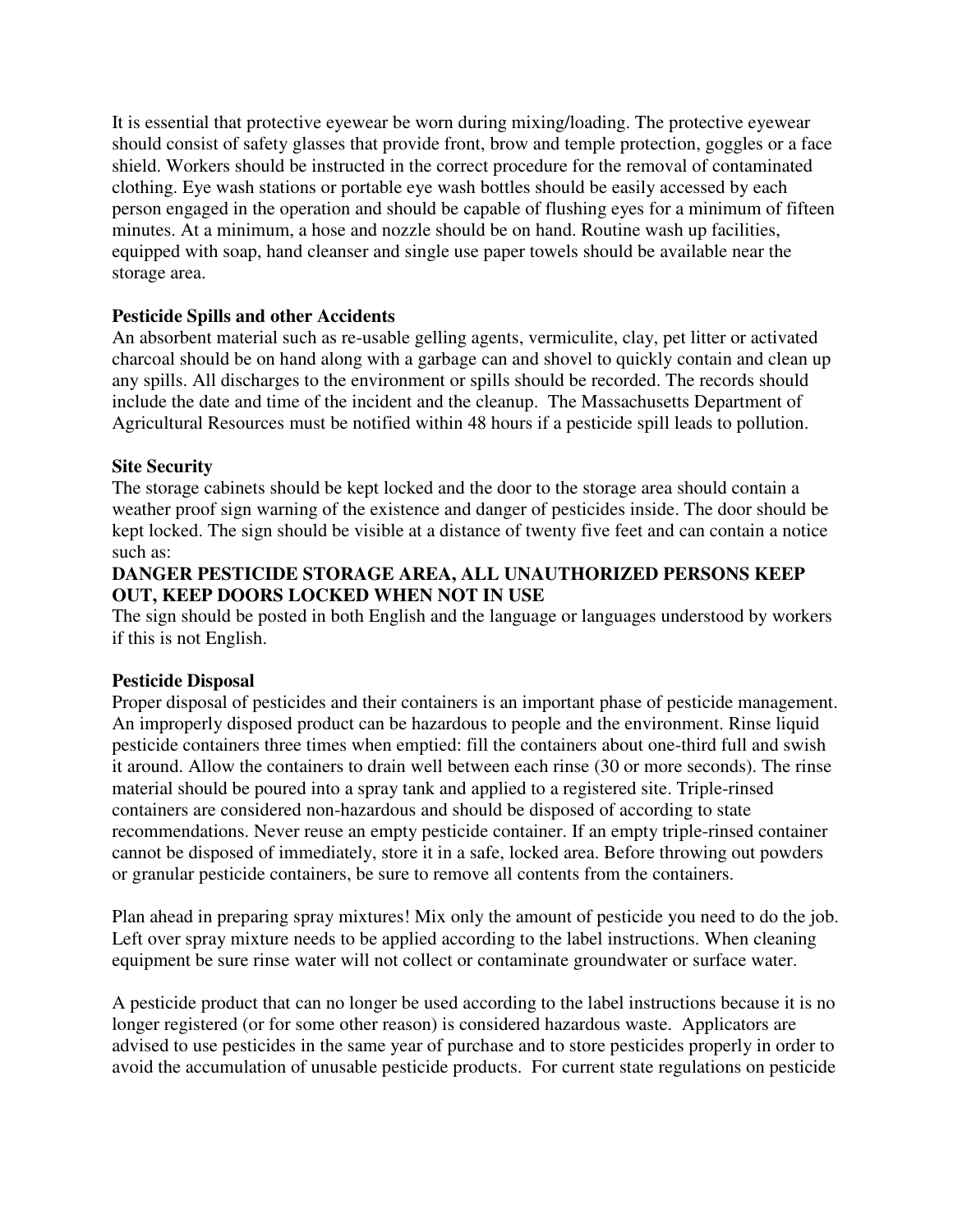It is essential that protective eyewear be worn during mixing/loading. The protective eyewear should consist of safety glasses that provide front, brow and temple protection, goggles or a face shield. Workers should be instructed in the correct procedure for the removal of contaminated clothing. Eye wash stations or portable eye wash bottles should be easily accessed by each person engaged in the operation and should be capable of flushing eyes for a minimum of fifteen minutes. At a minimum, a hose and nozzle should be on hand. Routine wash up facilities, equipped with soap, hand cleanser and single use paper towels should be available near the storage area.

**Pesticide Spills and other Accidents**

An absorbent material such as re-usable gelling agents, vermiculite, clay, pet litter or activated charcoal should be on hand along with a garbage can and shovel to quickly contain and clean up any spills. All discharges to the environment or spills should be recorded. The records should include the date and time of the incident and the cleanup. The Massachusetts Department of Agricultural Resources must be notified within 48 hours if a pesticide spill leads to pollution.

**Site Security**

The storage cabinets should be kept locked and the door to the storage area should contain a weather proof sign warning of the existence and danger of pesticides inside. The door should be kept locked. The sign should be visible at a distance of twenty five feet and can contain a notice such as:

**DANGER PESTICIDE STORAGE AREA, ALL UNAUTHORIZED PERSONS KEEP OUT, KEEP DOORS LOCKED WHEN NOT IN USE**

The sign should be posted in both English and the language or languages understood by workers if this is not English.

**Pesticide Disposal**

Proper disposal of pesticides and their containers is an important phase of pesticide management. An improperly disposed product can be hazardous to people and the environment. Rinse liquid pesticide containers three times when emptied: fill the containers about one-third full and swish it around. Allow the containers to drain well between each rinse (30 or more seconds). The rinse material should be poured into a spray tank and applied to a registered site. Triple-rinsed containers are considered non-hazardous and should be disposed of according to state recommendations. Never reuse an empty pesticide container. If an empty triple-rinsed container cannot be disposed of immediately, store it in a safe, locked area. Before throwing out powders or granular pesticide containers, be sure to remove all contents from the containers.

Plan ahead in preparing spray mixtures! Mix only the amount of pesticide you need to do the job. Left over spray mixture needs to be applied according to the label instructions. When cleaning equipment be sure rinse water will not collect or contaminate groundwater or surface water.

A pesticide product that can no longer be used according to the label instructions because it is no longer registered (or for some other reason) is considered hazardous waste. Applicators are advised to use pesticides in the same year of purchase and to store pesticides properly in order to avoid the accumulation of unusable pesticide products. For current state regulations on pesticide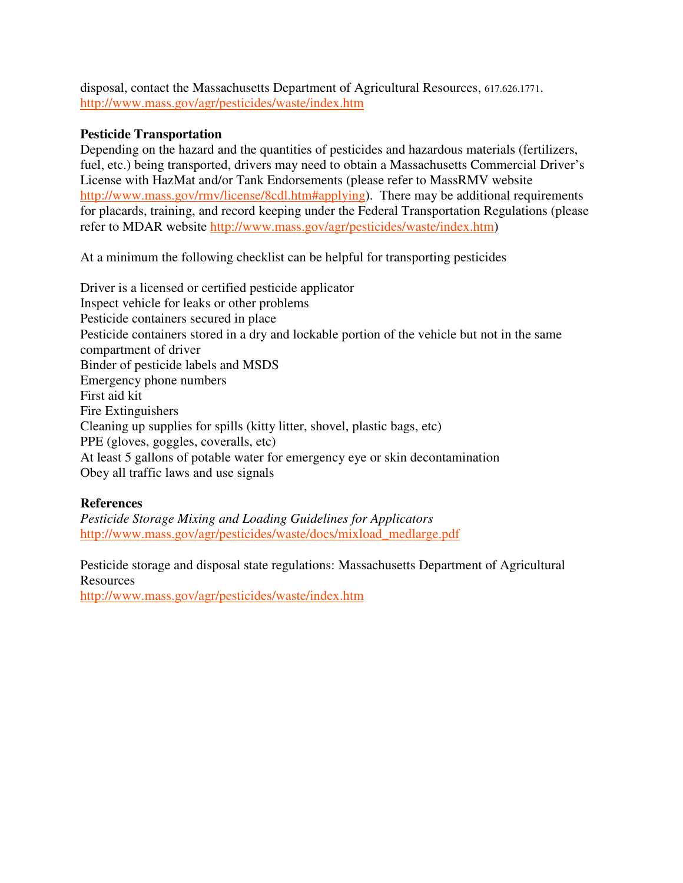disposal, contact the Massachusetts Department of Agricultural Resources, 617.626.1771.
http://www.mass.gov/agr/pesticides/waste/index.htm

**Pesticide Transportation**
Depending on the hazard and the quantities of pesticides and hazardous materials (fertilizers, fuel, etc.) being transported, drivers may need to obtain a Massachusetts Commercial Driver's License with HazMat and/or Tank Endorsements (please refer to MassRMV website http://www.mass.gov/rmv/license/8cdl.htm#applying). There may be additional requirements for placards, training, and record keeping under the Federal Transportation Regulations (please refer to MDAR website http://www.mass.gov/agr/pesticides/waste/index.htm)

At a minimum the following checklist can be helpful for transporting pesticides

Driver is a licensed or certified pesticide applicator
Inspect vehicle for leaks or other problems
Pesticide containers secured in place
Pesticide containers stored in a dry and lockable portion of the vehicle but not in the same compartment of driver
Binder of pesticide labels and MSDS
Emergency phone numbers
First aid kit
Fire Extinguishers
Cleaning up supplies for spills (kitty litter, shovel, plastic bags, etc)
PPE (gloves, goggles, coveralls, etc)
At least 5 gallons of potable water for emergency eye or skin decontamination
Obey all traffic laws and use signals

**References**
*Pesticide Storage Mixing and Loading Guidelines for Applicators*
http://www.mass.gov/agr/pesticides/waste/docs/mixload_medlarge.pdf

Pesticide storage and disposal state regulations: Massachusetts Department of Agricultural Resources
http://www.mass.gov/agr/pesticides/waste/index.htm